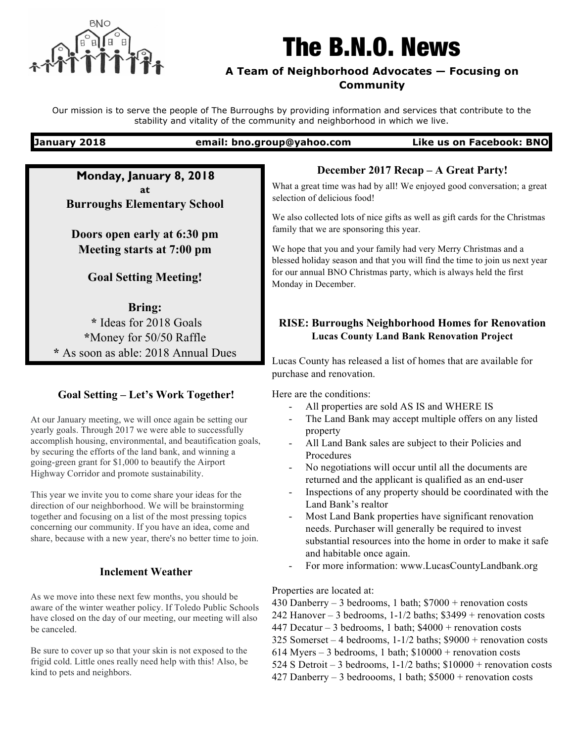# The B.N.O. News

**A Team of Neighborhood Advocates — Focusing on Community**

Our mission is to serve the people of The Burroughs by providing information and services that contribute to the stability and vitality of the community and neighborhood in which we live.

**January 2018** | **email: bno.group@yahoo.com** | **Like us on Facebook: BNO**

---

**Monday, January 8, 2018**
**at**
**Burroughs Elementary School**

**Doors open early at 6:30 pm**
**Meeting starts at 7:00 pm**

**Goal Setting Meeting!**

**Bring:**
* Ideas for 2018 Goals
*Money for 50/50 Raffle
* As soon as able: 2018 Annual Dues

---

### Goal Setting – Let's Work Together!

At our January meeting, we will once again be setting our yearly goals. Through 2017 we were able to successfully accomplish housing, environmental, and beautification goals, by securing the efforts of the land bank, and winning a going-green grant for $1,000 to beautify the Airport Highway Corridor and promote sustainability.

This year we invite you to come share your ideas for the direction of our neighborhood. We will be brainstorming together and focusing on a list of the most pressing topics concerning our community. If you have an idea, come and share, because with a new year, there's no better time to join.

### Inclement Weather

As we move into these next few months, you should be aware of the winter weather policy. If Toledo Public Schools have closed on the day of our meeting, our meeting will also be canceled.

Be sure to cover up so that your skin is not exposed to the frigid cold. Little ones really need help with this! Also, be kind to pets and neighbors.

### December 2017 Recap – A Great Party!

What a great time was had by all! We enjoyed good conversation; a great selection of delicious food!

We also collected lots of nice gifts as well as gift cards for the Christmas family that we are sponsoring this year.

We hope that you and your family had very Merry Christmas and a blessed holiday season and that you will find the time to join us next year for our annual BNO Christmas party, which is always held the first Monday in December.

### RISE: Burroughs Neighborhood Homes for Renovation

**Lucas County Land Bank Renovation Project**

Lucas County has released a list of homes that are available for purchase and renovation.

Here are the conditions:

- All properties are sold AS IS and WHERE IS
- The Land Bank may accept multiple offers on any listed property
- All Land Bank sales are subject to their Policies and Procedures
- No negotiations will occur until all the documents are returned and the applicant is qualified as an end-user
- Inspections of any property should be coordinated with the Land Bank's realtor
- Most Land Bank properties have significant renovation needs. Purchaser will generally be required to invest substantial resources into the home in order to make it safe and habitable once again.
- For more information: www.LucasCountyLandbank.org

Properties are located at:

430 Danberry – 3 bedrooms, 1 bath; $7000 + renovation costs
242 Hanover – 3 bedrooms, 1-1/2 baths; $3499 + renovation costs
447 Decatur – 3 bedrooms, 1 bath; $4000 + renovation costs
325 Somerset – 4 bedrooms, 1-1/2 baths; $9000 + renovation costs
614 Myers – 3 bedrooms, 1 bath; $10000 + renovation costs
524 S Detroit – 3 bedrooms, 1-1/2 baths; $10000 + renovation costs
427 Danberry – 3 bedroooms, 1 bath; $5000 + renovation costs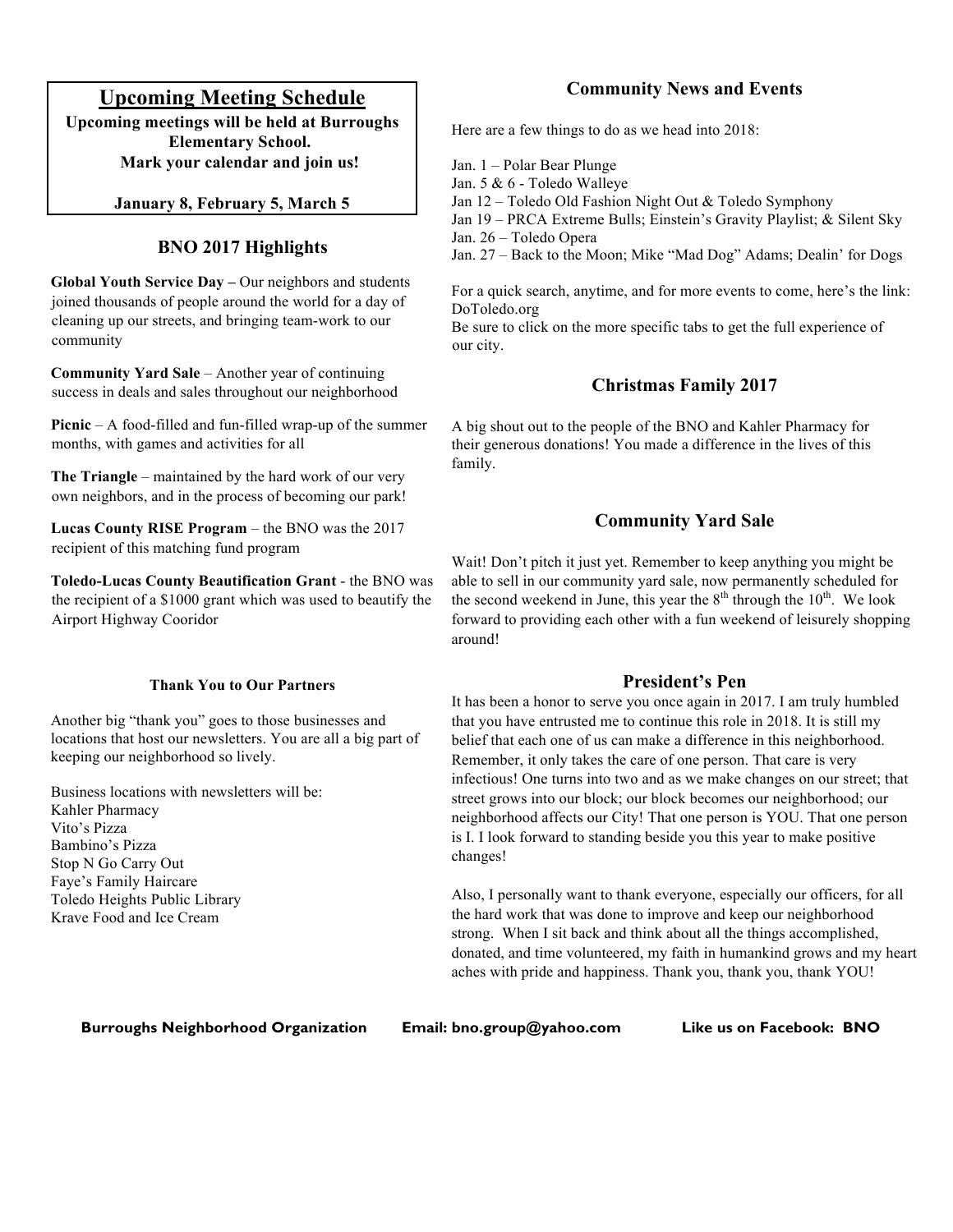## Upcoming Meeting Schedule

**Upcoming meetings will be held at Burroughs Elementary School.**
**Mark your calendar and join us!**

**January 8, February 5, March 5**

## BNO 2017 Highlights

**Global Youth Service Day –** Our neighbors and students joined thousands of people around the world for a day of cleaning up our streets, and bringing team-work to our community

**Community Yard Sale** – Another year of continuing success in deals and sales throughout our neighborhood

**Picnic** – A food-filled and fun-filled wrap-up of the summer months, with games and activities for all

**The Triangle** – maintained by the hard work of our very own neighbors, and in the process of becoming our park!

**Lucas County RISE Program** – the BNO was the 2017 recipient of this matching fund program

**Toledo-Lucas County Beautification Grant** - the BNO was the recipient of a $1000 grant which was used to beautify the Airport Highway Cooridor

#### Thank You to Our Partners

Another big "thank you" goes to those businesses and locations that host our newsletters. You are all a big part of keeping our neighborhood so lively.

Business locations with newsletters will be:
Kahler Pharmacy
Vito's Pizza
Bambino's Pizza
Stop N Go Carry Out
Faye's Family Haircare
Toledo Heights Public Library
Krave Food and Ice Cream

## Community News and Events

Here are a few things to do as we head into 2018:

Jan. 1 – Polar Bear Plunge
Jan. 5 & 6 - Toledo Walleye
Jan 12 – Toledo Old Fashion Night Out & Toledo Symphony
Jan 19 – PRCA Extreme Bulls; Einstein's Gravity Playlist; & Silent Sky
Jan. 26 – Toledo Opera
Jan. 27 – Back to the Moon; Mike "Mad Dog" Adams; Dealin' for Dogs

For a quick search, anytime, and for more events to come, here's the link: DoToledo.org
Be sure to click on the more specific tabs to get the full experience of our city.

## Christmas Family 2017

A big shout out to the people of the BNO and Kahler Pharmacy for their generous donations! You made a difference in the lives of this family.

## Community Yard Sale

Wait! Don't pitch it just yet. Remember to keep anything you might be able to sell in our community yard sale, now permanently scheduled for the second weekend in June, this year the 8th through the 10th. We look forward to providing each other with a fun weekend of leisurely shopping around!

## President's Pen

It has been a honor to serve you once again in 2017. I am truly humbled that you have entrusted me to continue this role in 2018. It is still my belief that each one of us can make a difference in this neighborhood. Remember, it only takes the care of one person. That care is very infectious! One turns into two and as we make changes on our street; that street grows into our block; our block becomes our neighborhood; our neighborhood affects our City! That one person is YOU. That one person is I. I look forward to standing beside you this year to make positive changes!

Also, I personally want to thank everyone, especially our officers, for all the hard work that was done to improve and keep our neighborhood strong. When I sit back and think about all the things accomplished, donated, and time volunteered, my faith in humankind grows and my heart aches with pride and happiness. Thank you, thank you, thank YOU!

**Burroughs Neighborhood Organization** **Email: bno.group@yahoo.com** **Like us on Facebook: BNO**